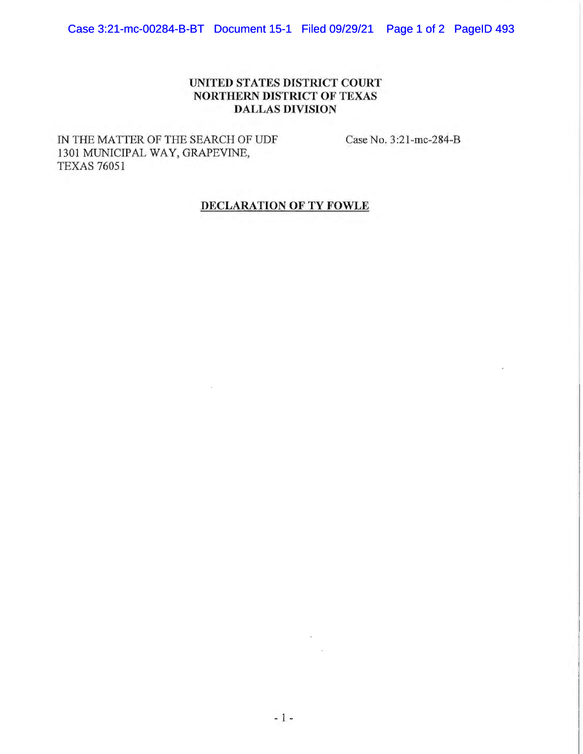**UNITED STATES DISTRICT COURT**
**NORTHERN DISTRICT OF TEXAS**
**DALLAS DIVISION**

IN THE MATTER OF THE SEARCH OF UDF 1301 MUNICIPAL WAY, GRAPEVINE, TEXAS 76051

Case No. 3:21-mc-284-B

**DECLARATION OF TY FOWLE**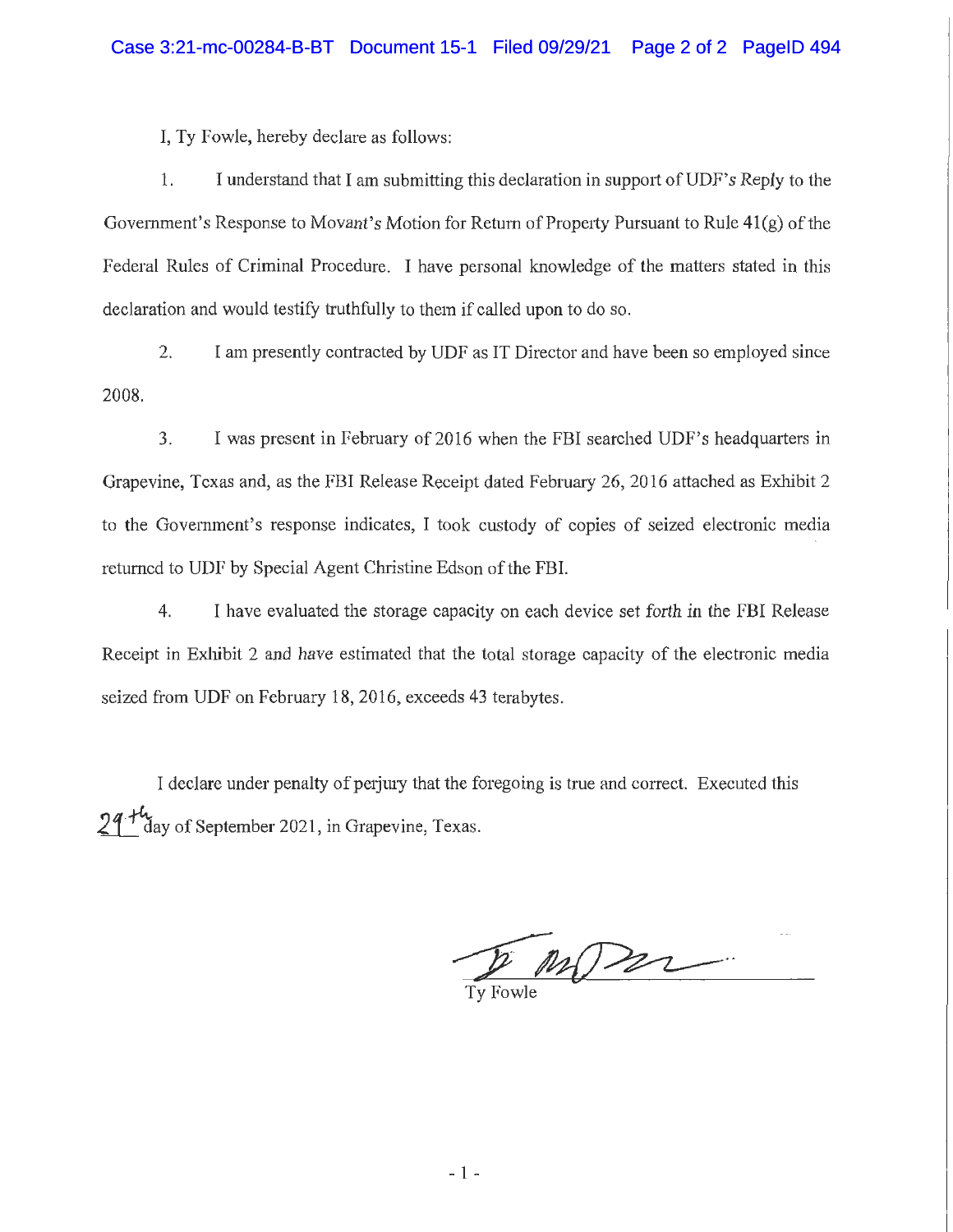I, Ty Fowle, hereby declare as follows:

1. I understand that I am submitting this declaration in support of UDF's Reply to the Government's Response to Movant's Motion for Return of Property Pursuant to Rule 41(g) of the Federal Rules of Criminal Procedure. I have personal knowledge of the matters stated in this declaration and would testify truthfully to them if called upon to do so.

2. I am presently contracted by UDF as IT Director and have been so employed since 2008.

3. I was present in February of 2016 when the FBI searched UDF's headquarters in Grapevine, Texas and, as the FBI Release Receipt dated February 26, 2016 attached as Exhibit 2 to the Government's response indicates, I took custody of copies of seized electronic media returned to UDF by Special Agent Christine Edson of the FBI.

4. I have evaluated the storage capacity on each device set forth in the FBI Release Receipt in Exhibit 2 and have estimated that the total storage capacity of the electronic media seized from UDF on February 18, 2016, exceeds 43 terabytes.

I declare under penalty of perjury that the foregoing is true and correct. Executed this 29th day of September 2021, in Grapevine, Texas.

Ty Fowle